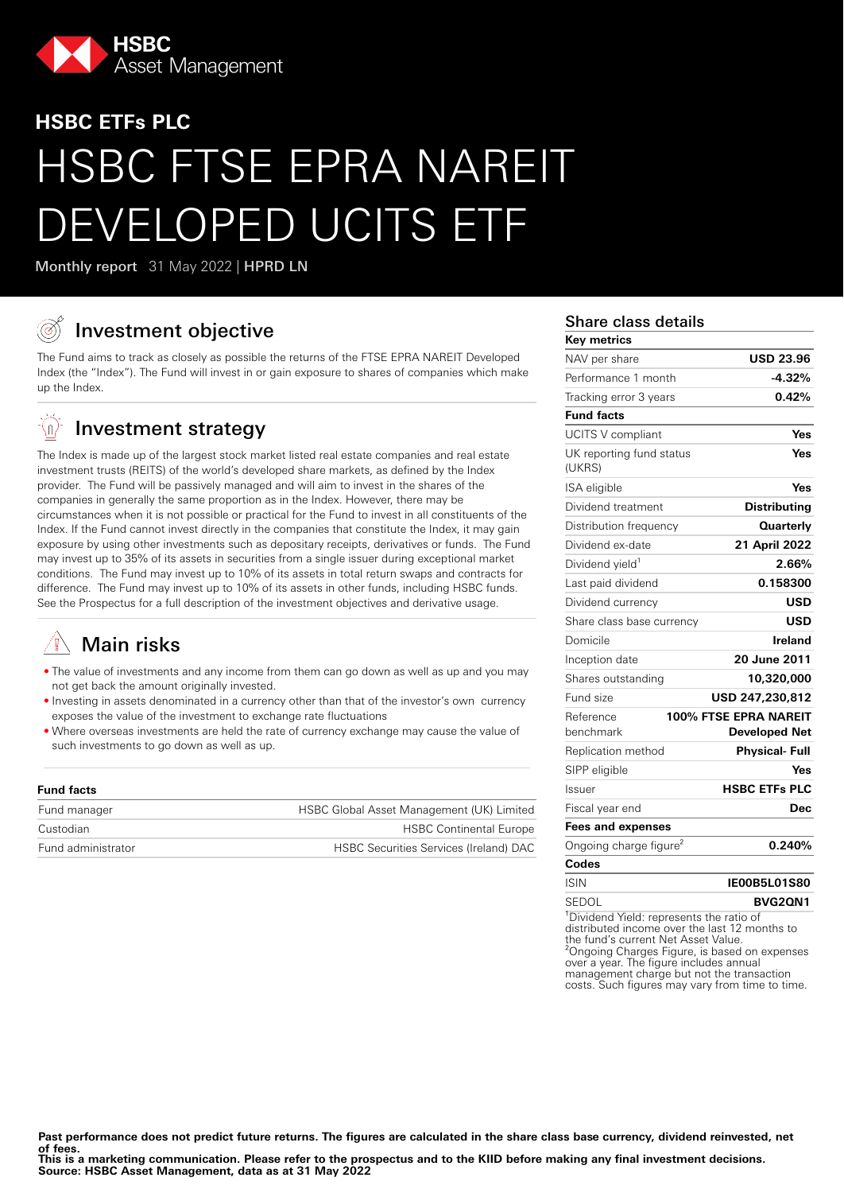HSBC Asset Management

## HSBC ETFs PLC

# HSBC FTSE EPRA NAREIT DEVELOPED UCITS ETF

**Monthly report** 31 May 2022 | **HPRD LN**

## Investment objective

The Fund aims to track as closely as possible the returns of the FTSE EPRA NAREIT Developed Index (the "Index"). The Fund will invest in or gain exposure to shares of companies which make up the Index.

## Investment strategy

The Index is made up of the largest stock market listed real estate companies and real estate investment trusts (REITS) of the world's developed share markets, as defined by the Index provider. The Fund will be passively managed and will aim to invest in the shares of the companies in generally the same proportion as in the Index. However, there may be circumstances when it is not possible or practical for the Fund to invest in all constituents of the Index. If the Fund cannot invest directly in the companies that constitute the Index, it may gain exposure by using other investments such as depositary receipts, derivatives or funds. The Fund may invest up to 35% of its assets in securities from a single issuer during exceptional market conditions. The Fund may invest up to 10% of its assets in total return swaps and contracts for difference. The Fund may invest up to 10% of its assets in other funds, including HSBC funds. See the Prospectus for a full description of the investment objectives and derivative usage.

## Main risks

- The value of investments and any income from them can go down as well as up and you may not get back the amount originally invested.
- Investing in assets denominated in a currency other than that of the investor's own currency exposes the value of the investment to exchange rate fluctuations
- Where overseas investments are held the rate of currency exchange may cause the value of such investments to go down as well as up.

### Fund facts

| Fund facts | |
|---|---|
| Fund manager | HSBC Global Asset Management (UK) Limited |
| Custodian | HSBC Continental Europe |
| Fund administrator | HSBC Securities Services (Ireland) DAC |

## Share class details

| **Key metrics** | |
|---|---|
| NAV per share | **USD 23.96** |
| Performance 1 month | **-4.32%** |
| Tracking error 3 years | **0.42%** |
| **Fund facts** | |
| UCITS V compliant | **Yes** |
| UK reporting fund status (UKRS) | **Yes** |
| ISA eligible | **Yes** |
| Dividend treatment | **Distributing** |
| Distribution frequency | **Quarterly** |
| Dividend ex-date | **21 April 2022** |
| Dividend yield[1] | **2.66%** |
| Last paid dividend | **0.158300** |
| Dividend currency | **USD** |
| Share class base currency | **USD** |
| Domicile | **Ireland** |
| Inception date | **20 June 2011** |
| Shares outstanding | **10,320,000** |
| Fund size | **USD 247,230,812** |
| Reference benchmark | **100% FTSE EPRA NAREIT Developed Net** |
| Replication method | **Physical- Full** |
| SIPP eligible | **Yes** |
| Issuer | **HSBC ETFs PLC** |
| Fiscal year end | **Dec** |
| **Fees and expenses** | |
| Ongoing charge figure[2] | **0.240%** |
| **Codes** | |
| ISIN | **IE00B5L01S80** |
| SEDOL | **BVG2QN1** |

[1]Dividend Yield: represents the ratio of distributed income over the last 12 months to the fund's current Net Asset Value.
[2]Ongoing Charges Figure, is based on expenses over a year. The figure includes annual management charge but not the transaction costs. Such figures may vary from time to time.

**Past performance does not predict future returns. The figures are calculated in the share class base currency, dividend reinvested, net of fees.**
**This is a marketing communication. Please refer to the prospectus and to the KIID before making any final investment decisions.**
**Source: HSBC Asset Management, data as at 31 May 2022**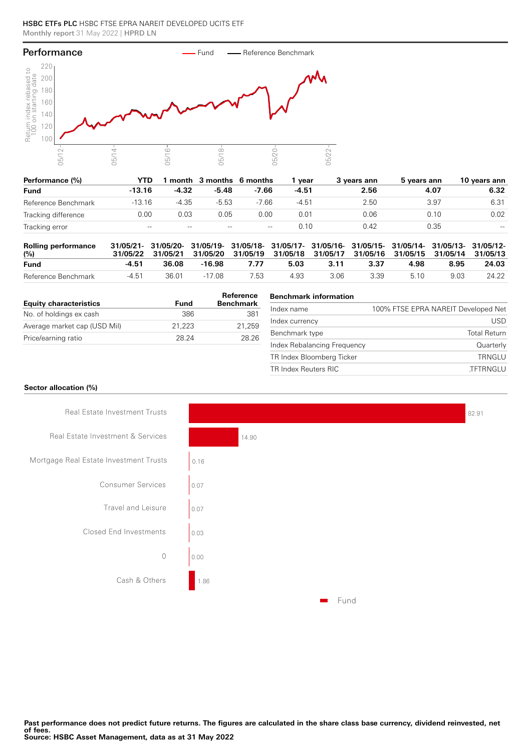HSBC ETFs PLC HSBC FTSE EPRA NAREIT DEVELOPED UCITS ETF
Monthly report 31 May 2022 | HPRD LN

## Performance

| Performance (%) | YTD | 1 month | 3 months | 6 months | 1 year | 3 years ann | 5 years ann | 10 years ann |
|---|---|---|---|---|---|---|---|---|
| **Fund** | **-13.16** | **-4.32** | **-5.48** | **-7.66** | **-4.51** | **2.56** | **4.07** | **6.32** |
| Reference Benchmark | -13.16 | -4.35 | -5.53 | -7.66 | -4.51 | 2.50 | 3.97 | 6.31 |
| Tracking difference | 0.00 | 0.03 | 0.05 | 0.00 | 0.01 | 0.06 | 0.10 | 0.02 |
| Tracking error | -- | -- | -- | -- | 0.10 | 0.42 | 0.35 | -- |

| Rolling performance (%) | 31/05/21-31/05/22 | 31/05/20-31/05/21 | 31/05/19-31/05/20 | 31/05/18-31/05/19 | 31/05/17-31/05/18 | 31/05/16-31/05/17 | 31/05/15-31/05/16 | 31/05/14-31/05/15 | 31/05/13-31/05/14 | 31/05/12-31/05/13 |
|---|---|---|---|---|---|---|---|---|---|---|
| **Fund** | **-4.51** | **36.08** | **-16.98** | **7.77** | **5.03** | **3.11** | **3.37** | **4.98** | **8.95** | **24.03** |
| Reference Benchmark | -4.51 | 36.01 | -17.08 | 7.53 | 4.93 | 3.06 | 3.39 | 5.10 | 9.03 | 24.22 |

| Equity characteristics | Fund | Reference Benchmark |
|---|---|---|
| No. of holdings ex cash | 386 | 381 |
| Average market cap (USD Mil) | 21,223 | 21,259 |
| Price/earning ratio | 28.24 | 28.26 |

| Benchmark information | |
|---|---|
| Index name | 100% FTSE EPRA NAREIT Developed Net |
| Index currency | USD |
| Benchmark type | Total Return |
| Index Rebalancing Frequency | Quarterly |
| TR Index Bloomberg Ticker | TRNGLU |
| TR Index Reuters RIC | .TFTRNGLU |

**Sector allocation (%)**

| Sector | Fund |
|---|---|
| Real Estate Investment Trusts | 82.91 |
| Real Estate Investment & Services | 14.90 |
| Mortgage Real Estate Investment Trusts | 0.16 |
| Consumer Services | 0.07 |
| Travel and Leisure | 0.07 |
| Closed End Investments | 0.03 |
| 0 | 0.00 |
| Cash & Others | 1.86 |

**Past performance does not predict future returns. The figures are calculated in the share class base currency, dividend reinvested, net of fees.**
**Source: HSBC Asset Management, data as at 31 May 2022**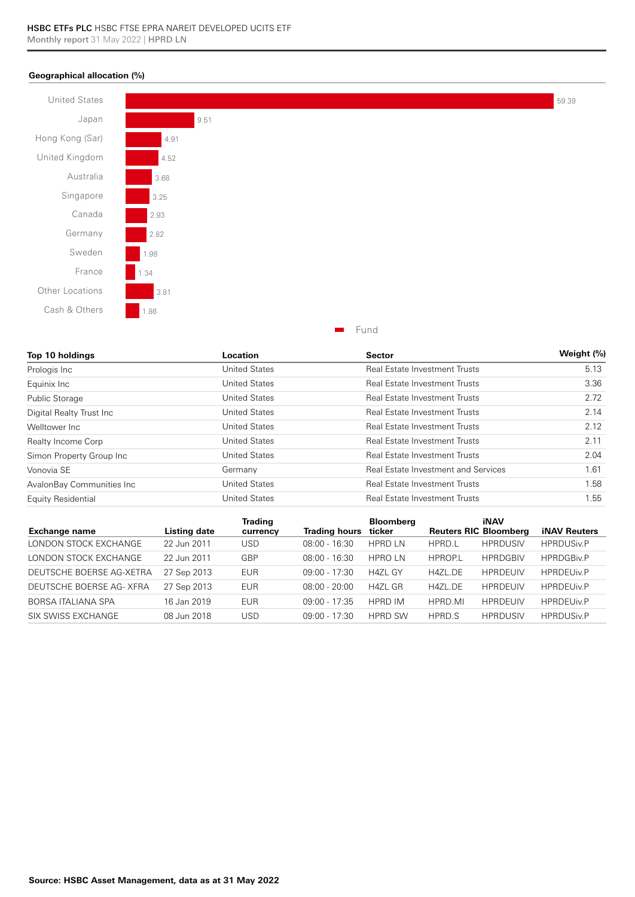**Geographical allocation (%)**

| Location | Fund |
|---|---|
| United States | 59.39 |
| Japan | 9.51 |
| Hong Kong (Sar) | 4.91 |
| United Kingdom | 4.52 |
| Australia | 3.68 |
| Singapore | 3.25 |
| Canada | 2.93 |
| Germany | 2.82 |
| Sweden | 1.98 |
| France | 1.34 |
| Other Locations | 3.81 |
| Cash & Others | 1.86 |

| Top 10 holdings | Location | Sector | Weight (%) |
|---|---|---|---|
| Prologis Inc | United States | Real Estate Investment Trusts | 5.13 |
| Equinix Inc | United States | Real Estate Investment Trusts | 3.36 |
| Public Storage | United States | Real Estate Investment Trusts | 2.72 |
| Digital Realty Trust Inc | United States | Real Estate Investment Trusts | 2.14 |
| Welltower Inc | United States | Real Estate Investment Trusts | 2.12 |
| Realty Income Corp | United States | Real Estate Investment Trusts | 2.11 |
| Simon Property Group Inc | United States | Real Estate Investment Trusts | 2.04 |
| Vonovia SE | Germany | Real Estate Investment and Services | 1.61 |
| AvalonBay Communities Inc | United States | Real Estate Investment Trusts | 1.58 |
| Equity Residential | United States | Real Estate Investment Trusts | 1.55 |

| Exchange name | Listing date | Trading currency | Trading hours | Bloomberg ticker | Reuters RIC | iNAV Bloomberg | iNAV Reuters |
|---|---|---|---|---|---|---|---|
| LONDON STOCK EXCHANGE | 22 Jun 2011 | USD | 08:00 - 16:30 | HPRD LN | HPRD.L | HPRDUSIV | HPRDUSiv.P |
| LONDON STOCK EXCHANGE | 22 Jun 2011 | GBP | 08:00 - 16:30 | HPRO LN | HPROP.L | HPRDGBIV | HPRDGBiv.P |
| DEUTSCHE BOERSE AG-XETRA | 27 Sep 2013 | EUR | 09:00 - 17:30 | H4ZL GY | H4ZL.DE | HPRDEUIV | HPRDEUiv.P |
| DEUTSCHE BOERSE AG- XFRA | 27 Sep 2013 | EUR | 08:00 - 20:00 | H4ZL GR | H4ZL.DE | HPRDEUIV | HPRDEUiv.P |
| BORSA ITALIANA SPA | 16 Jan 2019 | EUR | 09:00 - 17:35 | HPRD IM | HPRD.MI | HPRDEUIV | HPRDEUiv.P |
| SIX SWISS EXCHANGE | 08 Jun 2018 | USD | 09:00 - 17:30 | HPRD SW | HPRD.S | HPRDUSIV | HPRDUSiv.P |

**Source: HSBC Asset Management, data as at 31 May 2022**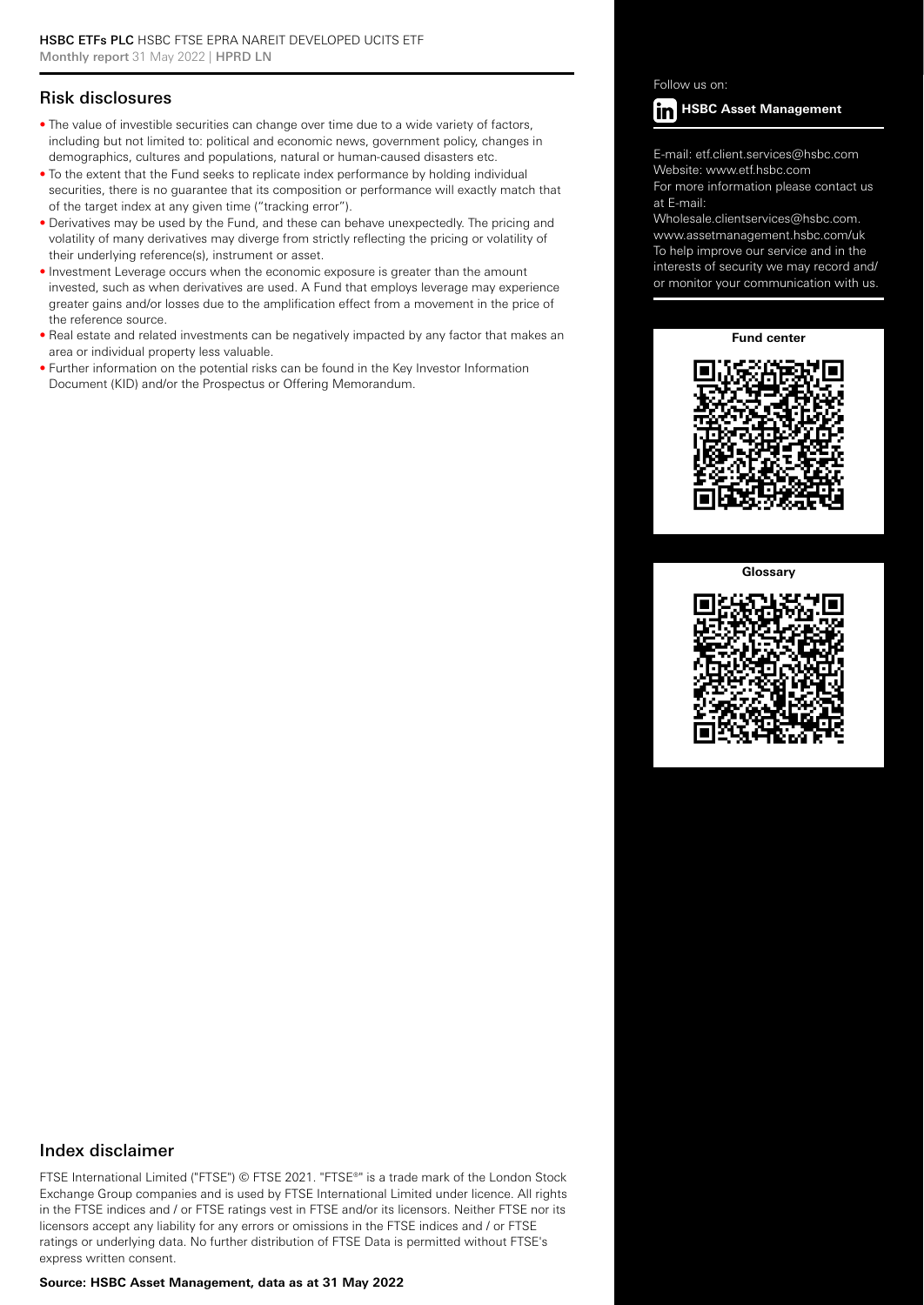## Risk disclosures

- The value of investible securities can change over time due to a wide variety of factors, including but not limited to: political and economic news, government policy, changes in demographics, cultures and populations, natural or human-caused disasters etc.
- To the extent that the Fund seeks to replicate index performance by holding individual securities, there is no guarantee that its composition or performance will exactly match that of the target index at any given time ("tracking error").
- Derivatives may be used by the Fund, and these can behave unexpectedly. The pricing and volatility of many derivatives may diverge from strictly reflecting the pricing or volatility of their underlying reference(s), instrument or asset.
- Investment Leverage occurs when the economic exposure is greater than the amount invested, such as when derivatives are used. A Fund that employs leverage may experience greater gains and/or losses due to the amplification effect from a movement in the price of the reference source.
- Real estate and related investments can be negatively impacted by any factor that makes an area or individual property less valuable.
- Further information on the potential risks can be found in the Key Investor Information Document (KID) and/or the Prospectus or Offering Memorandum.

Follow us on:

**HSBC Asset Management**

E-mail: etf.client.services@hsbc.com
Website: www.etf.hsbc.com
For more information please contact us at E-mail:
Wholesale.clientservices@hsbc.com.
www.assetmanagement.hsbc.com/uk
To help improve our service and in the interests of security we may record and/or monitor your communication with us.

**Fund center**

**Glossary**

## Index disclaimer

FTSE International Limited ("FTSE") © FTSE 2021. "FTSE®" is a trade mark of the London Stock Exchange Group companies and is used by FTSE International Limited under licence. All rights in the FTSE indices and / or FTSE ratings vest in FTSE and/or its licensors. Neither FTSE nor its licensors accept any liability for any errors or omissions in the FTSE indices and / or FTSE ratings or underlying data. No further distribution of FTSE Data is permitted without FTSE's express written consent.

**Source: HSBC Asset Management, data as at 31 May 2022**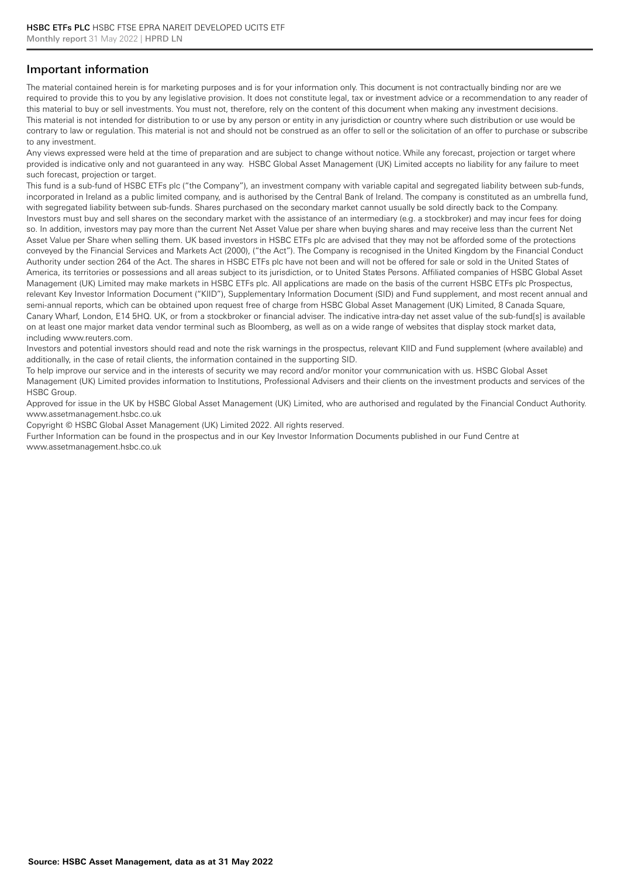## Important information

The material contained herein is for marketing purposes and is for your information only. This document is not contractually binding nor are we required to provide this to you by any legislative provision. It does not constitute legal, tax or investment advice or a recommendation to any reader of this material to buy or sell investments. You must not, therefore, rely on the content of this document when making any investment decisions.
This material is not intended for distribution to or use by any person or entity in any jurisdiction or country where such distribution or use would be contrary to law or regulation. This material is not and should not be construed as an offer to sell or the solicitation of an offer to purchase or subscribe to any investment.
Any views expressed were held at the time of preparation and are subject to change without notice. While any forecast, projection or target where provided is indicative only and not guaranteed in any way. HSBC Global Asset Management (UK) Limited accepts no liability for any failure to meet such forecast, projection or target.
This fund is a sub-fund of HSBC ETFs plc ("the Company"), an investment company with variable capital and segregated liability between sub-funds, incorporated in Ireland as a public limited company, and is authorised by the Central Bank of Ireland. The company is constituted as an umbrella fund, with segregated liability between sub-funds. Shares purchased on the secondary market cannot usually be sold directly back to the Company. Investors must buy and sell shares on the secondary market with the assistance of an intermediary (e.g. a stockbroker) and may incur fees for doing so. In addition, investors may pay more than the current Net Asset Value per share when buying shares and may receive less than the current Net Asset Value per Share when selling them. UK based investors in HSBC ETFs plc are advised that they may not be afforded some of the protections conveyed by the Financial Services and Markets Act (2000), ("the Act"). The Company is recognised in the United Kingdom by the Financial Conduct Authority under section 264 of the Act. The shares in HSBC ETFs plc have not been and will not be offered for sale or sold in the United States of America, its territories or possessions and all areas subject to its jurisdiction, or to United States Persons. Affiliated companies of HSBC Global Asset Management (UK) Limited may make markets in HSBC ETFs plc. All applications are made on the basis of the current HSBC ETFs plc Prospectus, relevant Key Investor Information Document ("KIID"), Supplementary Information Document (SID) and Fund supplement, and most recent annual and semi-annual reports, which can be obtained upon request free of charge from HSBC Global Asset Management (UK) Limited, 8 Canada Square, Canary Wharf, London, E14 5HQ. UK, or from a stockbroker or financial adviser. The indicative intra-day net asset value of the sub-fund[s] is available on at least one major market data vendor terminal such as Bloomberg, as well as on a wide range of websites that display stock market data, including www.reuters.com.
Investors and potential investors should read and note the risk warnings in the prospectus, relevant KIID and Fund supplement (where available) and additionally, in the case of retail clients, the information contained in the supporting SID.
To help improve our service and in the interests of security we may record and/or monitor your communication with us. HSBC Global Asset Management (UK) Limited provides information to Institutions, Professional Advisers and their clients on the investment products and services of the HSBC Group.
Approved for issue in the UK by HSBC Global Asset Management (UK) Limited, who are authorised and regulated by the Financial Conduct Authority.
www.assetmanagement.hsbc.co.uk
Copyright © HSBC Global Asset Management (UK) Limited 2022. All rights reserved.
Further Information can be found in the prospectus and in our Key Investor Information Documents published in our Fund Centre at www.assetmanagement.hsbc.co.uk

**Source: HSBC Asset Management, data as at 31 May 2022**